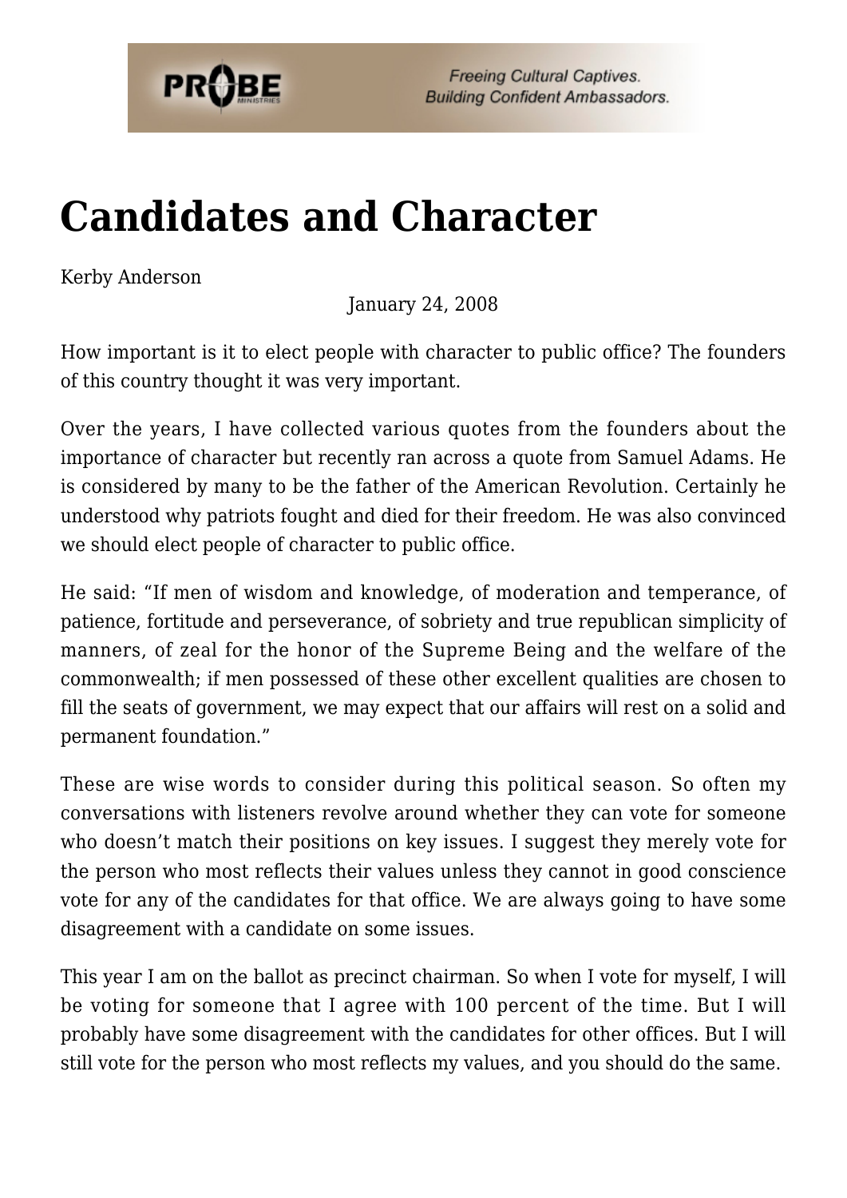# Candidates and Character

Kerby Anderson

January 24, 2008

How important is it to elect people with character to public office? The founders of this country thought it was very important.

Over the years, I have collected various quotes from the founders about the importance of character but recently ran across a quote from Samuel Adams. He is considered by many to be the father of the American Revolution. Certainly he understood why patriots fought and died for their freedom. He was also convinced we should elect people of character to public office.

He said: "If men of wisdom and knowledge, of moderation and temperance, of patience, fortitude and perseverance, of sobriety and true republican simplicity of manners, of zeal for the honor of the Supreme Being and the welfare of the commonwealth; if men possessed of these other excellent qualities are chosen to fill the seats of government, we may expect that our affairs will rest on a solid and permanent foundation."

These are wise words to consider during this political season. So often my conversations with listeners revolve around whether they can vote for someone who doesn't match their positions on key issues. I suggest they merely vote for the person who most reflects their values unless they cannot in good conscience vote for any of the candidates for that office. We are always going to have some disagreement with a candidate on some issues.

This year I am on the ballot as precinct chairman. So when I vote for myself, I will be voting for someone that I agree with 100 percent of the time. But I will probably have some disagreement with the candidates for other offices. But I will still vote for the person who most reflects my values, and you should do the same.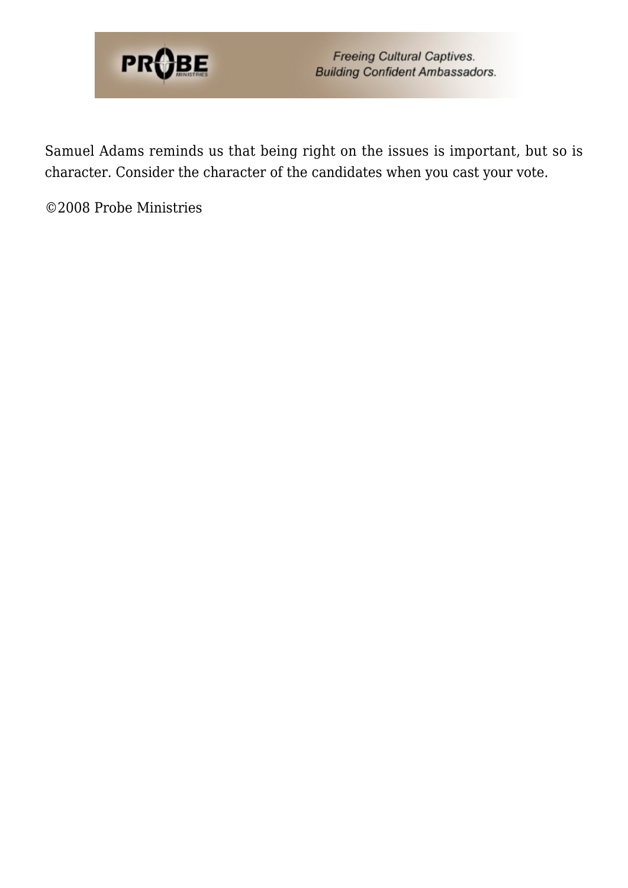Samuel Adams reminds us that being right on the issues is important, but so is character. Consider the character of the candidates when you cast your vote.

©2008 Probe Ministries